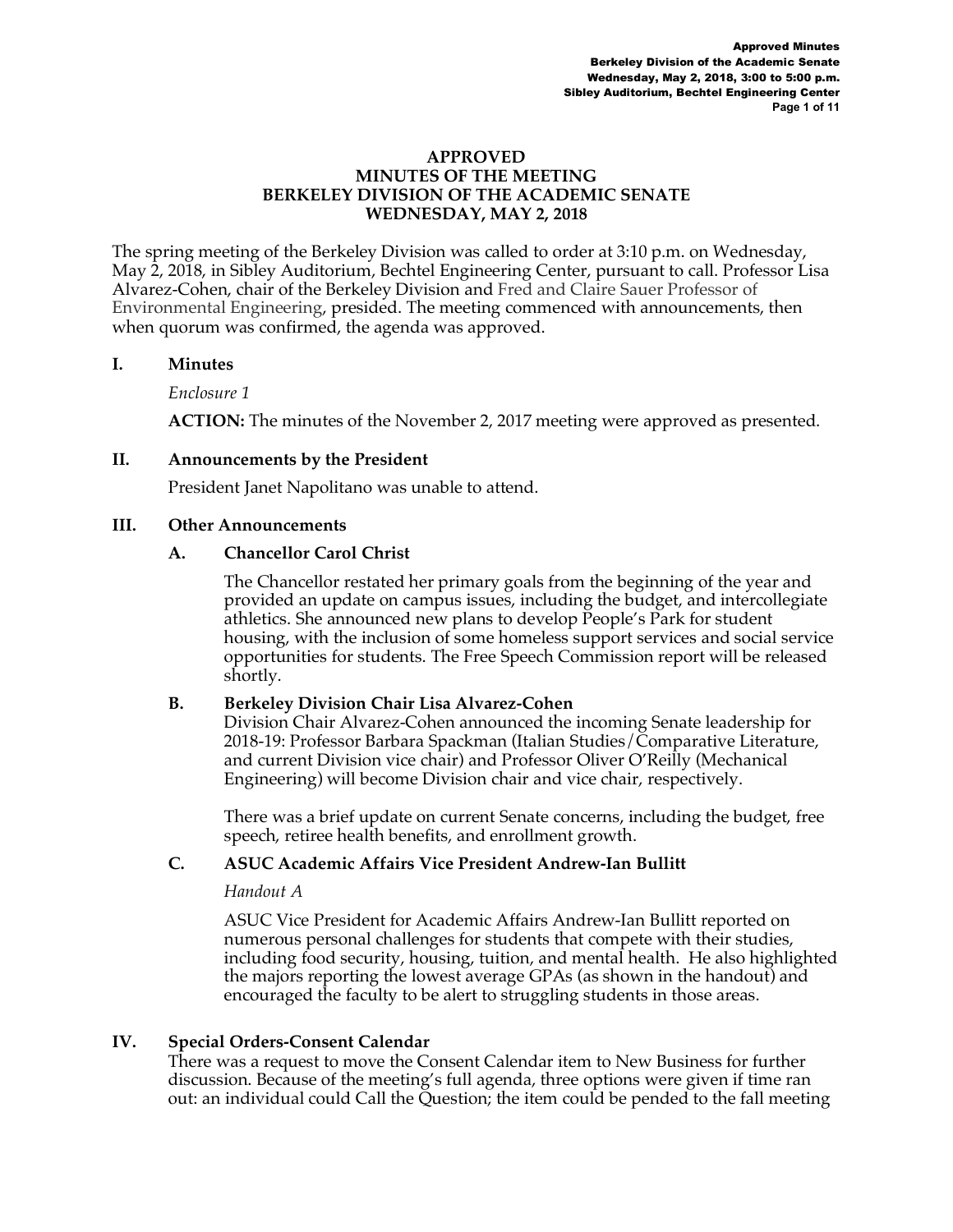# APPROVED
# MINUTES OF THE MEETING
# BERKELEY DIVISION OF THE ACADEMIC SENATE
# WEDNESDAY, MAY 2, 2018

The spring meeting of the Berkeley Division was called to order at 3:10 p.m. on Wednesday, May 2, 2018, in Sibley Auditorium, Bechtel Engineering Center, pursuant to call. Professor Lisa Alvarez-Cohen, chair of the Berkeley Division and Fred and Claire Sauer Professor of Environmental Engineering, presided. The meeting commenced with announcements, then when quorum was confirmed, the agenda was approved.

## I. Minutes

*Enclosure 1*

**ACTION:** The minutes of the November 2, 2017 meeting were approved as presented.

## II. Announcements by the President

President Janet Napolitano was unable to attend.

## III. Other Announcements

### A. Chancellor Carol Christ

The Chancellor restated her primary goals from the beginning of the year and provided an update on campus issues, including the budget, and intercollegiate athletics. She announced new plans to develop People's Park for student housing, with the inclusion of some homeless support services and social service opportunities for students. The Free Speech Commission report will be released shortly.

### B. Berkeley Division Chair Lisa Alvarez-Cohen

Division Chair Alvarez-Cohen announced the incoming Senate leadership for 2018-19: Professor Barbara Spackman (Italian Studies/Comparative Literature, and current Division vice chair) and Professor Oliver O'Reilly (Mechanical Engineering) will become Division chair and vice chair, respectively.

There was a brief update on current Senate concerns, including the budget, free speech, retiree health benefits, and enrollment growth.

### C. ASUC Academic Affairs Vice President Andrew-Ian Bullitt

*Handout A*

ASUC Vice President for Academic Affairs Andrew-Ian Bullitt reported on numerous personal challenges for students that compete with their studies, including food security, housing, tuition, and mental health. He also highlighted the majors reporting the lowest average GPAs (as shown in the handout) and encouraged the faculty to be alert to struggling students in those areas.

## IV. Special Orders-Consent Calendar

There was a request to move the Consent Calendar item to New Business for further discussion. Because of the meeting's full agenda, three options were given if time ran out: an individual could Call the Question; the item could be pended to the fall meeting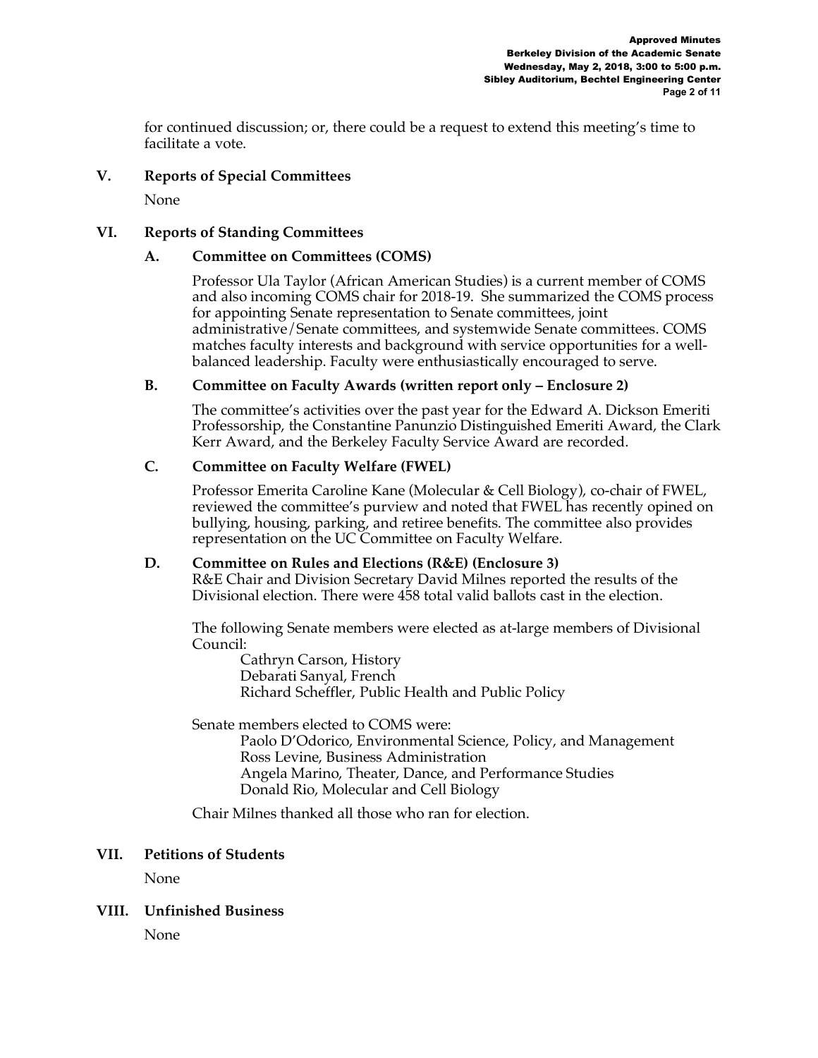for continued discussion; or, there could be a request to extend this meeting's time to facilitate a vote.

## V. Reports of Special Committees

None

## VI. Reports of Standing Committees

### A. Committee on Committees (COMS)

Professor Ula Taylor (African American Studies) is a current member of COMS and also incoming COMS chair for 2018-19. She summarized the COMS process for appointing Senate representation to Senate committees, joint administrative/Senate committees, and systemwide Senate committees. COMS matches faculty interests and background with service opportunities for a well-balanced leadership. Faculty were enthusiastically encouraged to serve.

### B. Committee on Faculty Awards (written report only – Enclosure 2)

The committee's activities over the past year for the Edward A. Dickson Emeriti Professorship, the Constantine Panunzio Distinguished Emeriti Award, the Clark Kerr Award, and the Berkeley Faculty Service Award are recorded.

### C. Committee on Faculty Welfare (FWEL)

Professor Emerita Caroline Kane (Molecular & Cell Biology), co-chair of FWEL, reviewed the committee's purview and noted that FWEL has recently opined on bullying, housing, parking, and retiree benefits. The committee also provides representation on the UC Committee on Faculty Welfare.

### D. Committee on Rules and Elections (R&E) (Enclosure 3)

R&E Chair and Division Secretary David Milnes reported the results of the Divisional election. There were 458 total valid ballots cast in the election.

The following Senate members were elected as at-large members of Divisional Council:

Cathryn Carson, History
Debarati Sanyal, French
Richard Scheffler, Public Health and Public Policy

Senate members elected to COMS were:

Paolo D'Odorico, Environmental Science, Policy, and Management
Ross Levine, Business Administration
Angela Marino, Theater, Dance, and Performance Studies
Donald Rio, Molecular and Cell Biology

Chair Milnes thanked all those who ran for election.

## VII. Petitions of Students

None

## VIII. Unfinished Business

None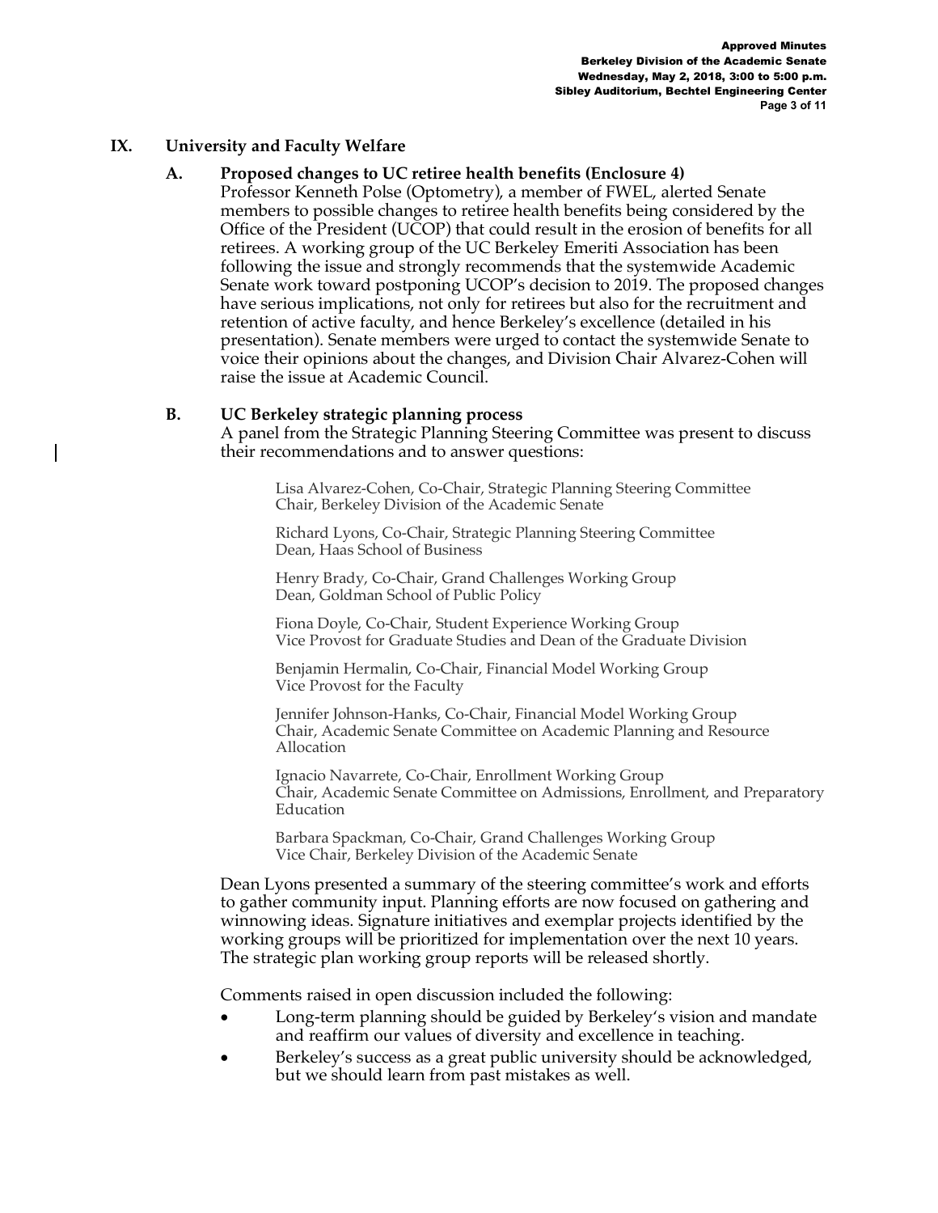## IX. University and Faculty Welfare

### A. Proposed changes to UC retiree health benefits (Enclosure 4)

Professor Kenneth Polse (Optometry), a member of FWEL, alerted Senate members to possible changes to retiree health benefits being considered by the Office of the President (UCOP) that could result in the erosion of benefits for all retirees. A working group of the UC Berkeley Emeriti Association has been following the issue and strongly recommends that the systemwide Academic Senate work toward postponing UCOP's decision to 2019. The proposed changes have serious implications, not only for retirees but also for the recruitment and retention of active faculty, and hence Berkeley's excellence (detailed in his presentation). Senate members were urged to contact the systemwide Senate to voice their opinions about the changes, and Division Chair Alvarez-Cohen will raise the issue at Academic Council.

### B. UC Berkeley strategic planning process

A panel from the Strategic Planning Steering Committee was present to discuss their recommendations and to answer questions:

Lisa Alvarez-Cohen, Co-Chair, Strategic Planning Steering Committee
Chair, Berkeley Division of the Academic Senate

Richard Lyons, Co-Chair, Strategic Planning Steering Committee
Dean, Haas School of Business

Henry Brady, Co-Chair, Grand Challenges Working Group
Dean, Goldman School of Public Policy

Fiona Doyle, Co-Chair, Student Experience Working Group
Vice Provost for Graduate Studies and Dean of the Graduate Division

Benjamin Hermalin, Co-Chair, Financial Model Working Group
Vice Provost for the Faculty

Jennifer Johnson-Hanks, Co-Chair, Financial Model Working Group
Chair, Academic Senate Committee on Academic Planning and Resource Allocation

Ignacio Navarrete, Co-Chair, Enrollment Working Group
Chair, Academic Senate Committee on Admissions, Enrollment, and Preparatory Education

Barbara Spackman, Co-Chair, Grand Challenges Working Group
Vice Chair, Berkeley Division of the Academic Senate

Dean Lyons presented a summary of the steering committee's work and efforts to gather community input. Planning efforts are now focused on gathering and winnowing ideas. Signature initiatives and exemplar projects identified by the working groups will be prioritized for implementation over the next 10 years. The strategic plan working group reports will be released shortly.

Comments raised in open discussion included the following:

- Long-term planning should be guided by Berkeley's vision and mandate and reaffirm our values of diversity and excellence in teaching.
- Berkeley's success as a great public university should be acknowledged, but we should learn from past mistakes as well.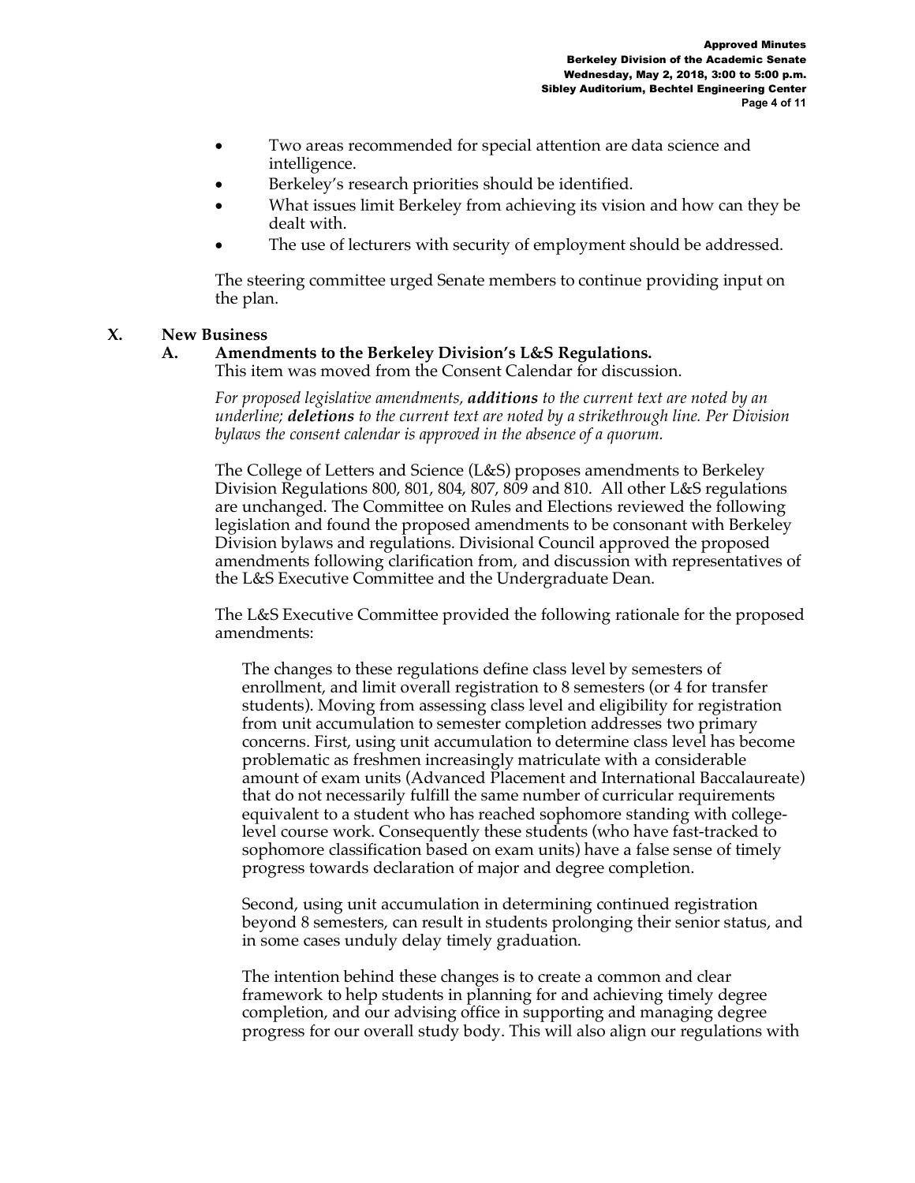- Two areas recommended for special attention are data science and intelligence.
- Berkeley's research priorities should be identified.
- What issues limit Berkeley from achieving its vision and how can they be dealt with.
- The use of lecturers with security of employment should be addressed.

The steering committee urged Senate members to continue providing input on the plan.

## X. New Business

### A. Amendments to the Berkeley Division's L&S Regulations.

This item was moved from the Consent Calendar for discussion.

*For proposed legislative amendments, **additions** to the current text are noted by an underline; **deletions** to the current text are noted by a strikethrough line. Per Division bylaws the consent calendar is approved in the absence of a quorum.*

The College of Letters and Science (L&S) proposes amendments to Berkeley Division Regulations 800, 801, 804, 807, 809 and 810. All other L&S regulations are unchanged. The Committee on Rules and Elections reviewed the following legislation and found the proposed amendments to be consonant with Berkeley Division bylaws and regulations. Divisional Council approved the proposed amendments following clarification from, and discussion with representatives of the L&S Executive Committee and the Undergraduate Dean.

The L&S Executive Committee provided the following rationale for the proposed amendments:

> The changes to these regulations define class level by semesters of enrollment, and limit overall registration to 8 semesters (or 4 for transfer students). Moving from assessing class level and eligibility for registration from unit accumulation to semester completion addresses two primary concerns. First, using unit accumulation to determine class level has become problematic as freshmen increasingly matriculate with a considerable amount of exam units (Advanced Placement and International Baccalaureate) that do not necessarily fulfill the same number of curricular requirements equivalent to a student who has reached sophomore standing with college-level course work. Consequently these students (who have fast-tracked to sophomore classification based on exam units) have a false sense of timely progress towards declaration of major and degree completion.
>
> Second, using unit accumulation in determining continued registration beyond 8 semesters, can result in students prolonging their senior status, and in some cases unduly delay timely graduation.
>
> The intention behind these changes is to create a common and clear framework to help students in planning for and achieving timely degree completion, and our advising office in supporting and managing degree progress for our overall study body. This will also align our regulations with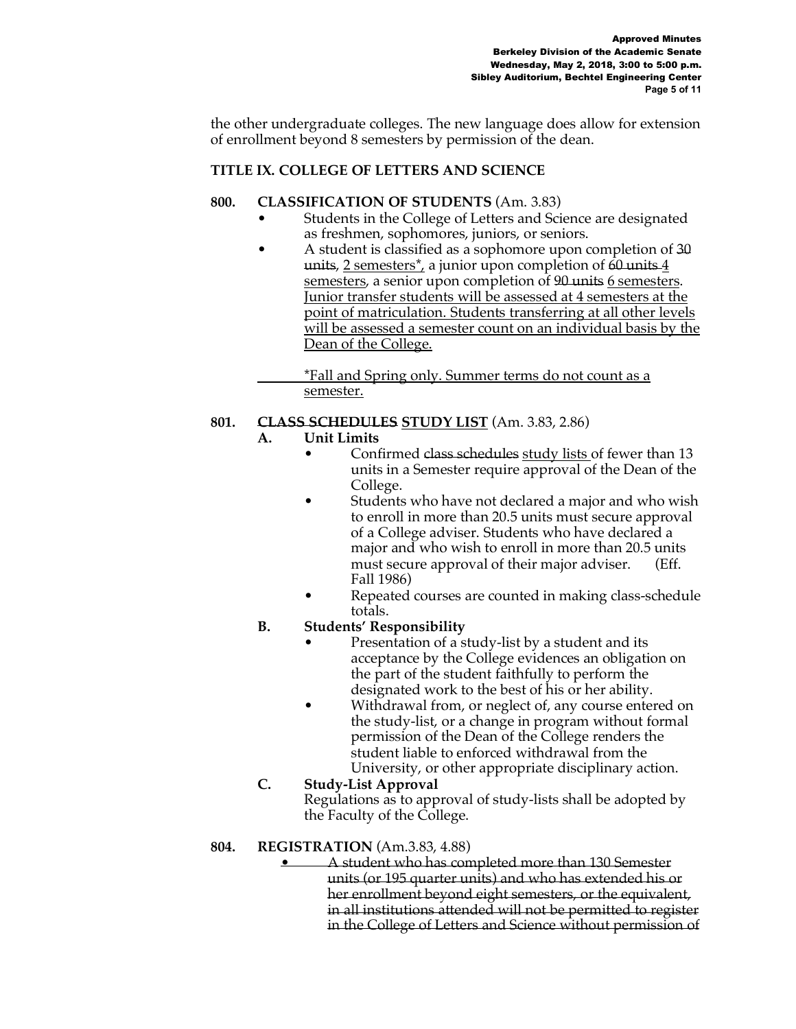the other undergraduate colleges. The new language does allow for extension of enrollment beyond 8 semesters by permission of the dean.

**TITLE IX. COLLEGE OF LETTERS AND SCIENCE**

**800. CLASSIFICATION OF STUDENTS** (Am. 3.83)

- Students in the College of Letters and Science are designated as freshmen, sophomores, juniors, or seniors.
- A student is classified as a sophomore upon completion of ~~30 units~~, <u>2 semesters*,</u> a junior upon completion of ~~60 units~~ <u>4 semesters</u>, a senior upon completion of ~~90 units~~ <u>6 semesters</u>. <u>Junior transfer students will be assessed at 4 semesters at the point of matriculation. Students transferring at all other levels will be assessed a semester count on an individual basis by the Dean of the College.</u>

<u>*Fall and Spring only. Summer terms do not count as a semester.</u>

**801. ~~CLASS SCHEDULES~~ <u>STUDY LIST</u>** (Am. 3.83, 2.86)

**A. Unit Limits**

- Confirmed ~~class schedules~~ <u>study lists</u> of fewer than 13 units in a Semester require approval of the Dean of the College.
- Students who have not declared a major and who wish to enroll in more than 20.5 units must secure approval of a College adviser. Students who have declared a major and who wish to enroll in more than 20.5 units must secure approval of their major adviser. (Eff. Fall 1986)
- Repeated courses are counted in making class-schedule totals.

**B. Students' Responsibility**

- Presentation of a study-list by a student and its acceptance by the College evidences an obligation on the part of the student faithfully to perform the designated work to the best of his or her ability.
- Withdrawal from, or neglect of, any course entered on the study-list, or a change in program without formal permission of the Dean of the College renders the student liable to enforced withdrawal from the University, or other appropriate disciplinary action.

**C. Study-List Approval**

Regulations as to approval of study-lists shall be adopted by the Faculty of the College.

**804. REGISTRATION** (Am.3.83, 4.88)

- ~~A student who has completed more than 130 Semester units (or 195 quarter units) and who has extended his or her enrollment beyond eight semesters, or the equivalent, in all institutions attended will not be permitted to register in the College of Letters and Science without permission of~~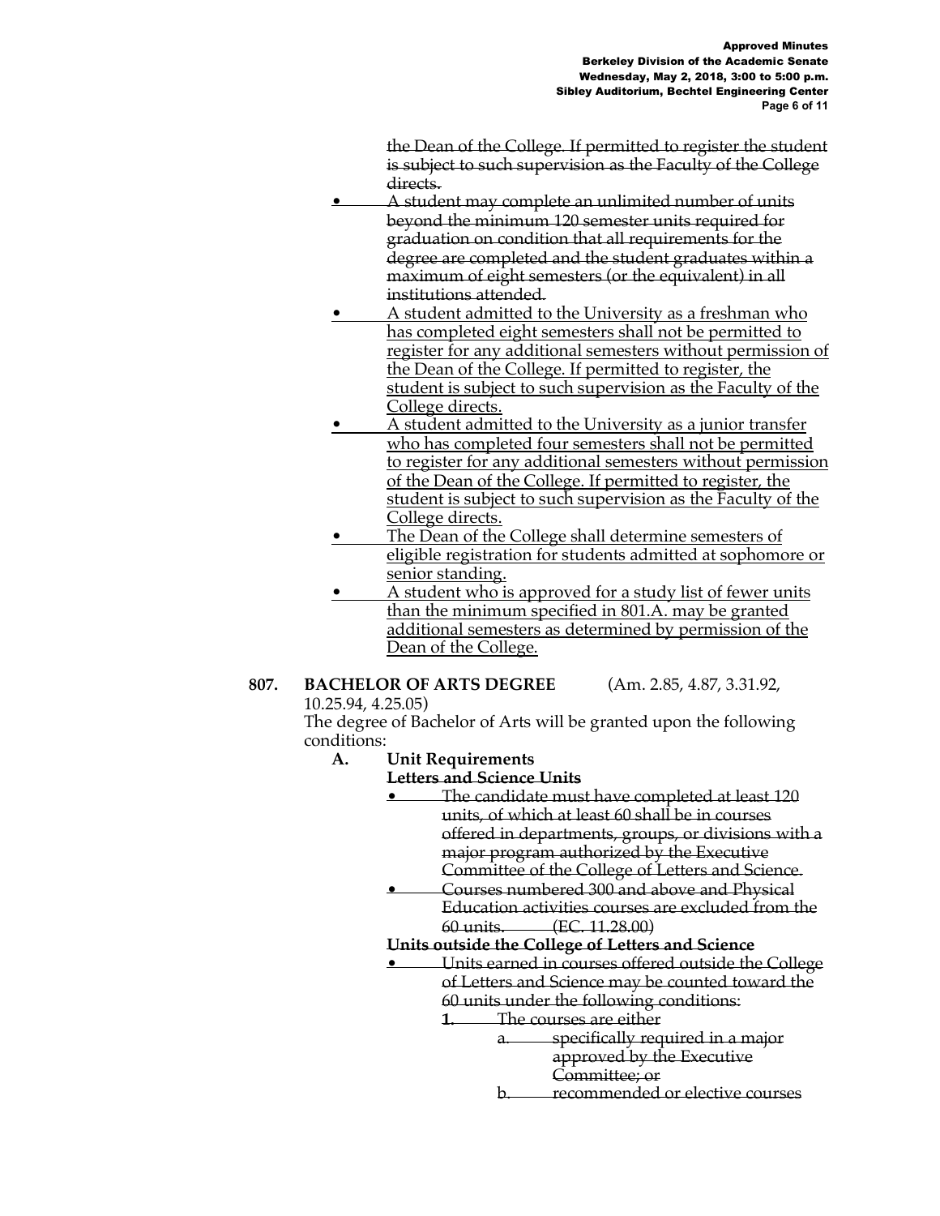~~the Dean of the College. If permitted to register the student is subject to such supervision as the Faculty of the College directs.~~

- ~~A student may complete an unlimited number of units beyond the minimum 120 semester units required for graduation on condition that all requirements for the degree are completed and the student graduates within a maximum of eight semesters (or the equivalent) in all institutions attended.~~
- <u>A student admitted to the University as a freshman who has completed eight semesters shall not be permitted to register for any additional semesters without permission of the Dean of the College. If permitted to register, the student is subject to such supervision as the Faculty of the College directs.</u>
- <u>A student admitted to the University as a junior transfer who has completed four semesters shall not be permitted to register for any additional semesters without permission of the Dean of the College. If permitted to register, the student is subject to such supervision as the Faculty of the College directs.</u>
- <u>The Dean of the College shall determine semesters of eligible registration for students admitted at sophomore or senior standing.</u>
- <u>A student who is approved for a study list of fewer units than the minimum specified in 801.A. may be granted additional semesters as determined by permission of the Dean of the College.</u>

**807. BACHELOR OF ARTS DEGREE** (Am. 2.85, 4.87, 3.31.92, 10.25.94, 4.25.05)

The degree of Bachelor of Arts will be granted upon the following conditions:

**A. Unit Requirements**

~~**Letters and Science Units**~~

- ~~The candidate must have completed at least 120 units, of which at least 60 shall be in courses offered in departments, groups, or divisions with a major program authorized by the Executive Committee of the College of Letters and Science.~~
- ~~Courses numbered 300 and above and Physical Education activities courses are excluded from the 60 units. (EC. 11.28.00)~~

**Units outside the College of Letters and Science**

- ~~Units earned in courses offered outside the College of Letters and Science may be counted toward the 60 units under the following conditions:~~
  1. ~~The courses are either~~
     - a. ~~specifically required in a major approved by the Executive Committee; or~~
     - b. ~~recommended or elective courses~~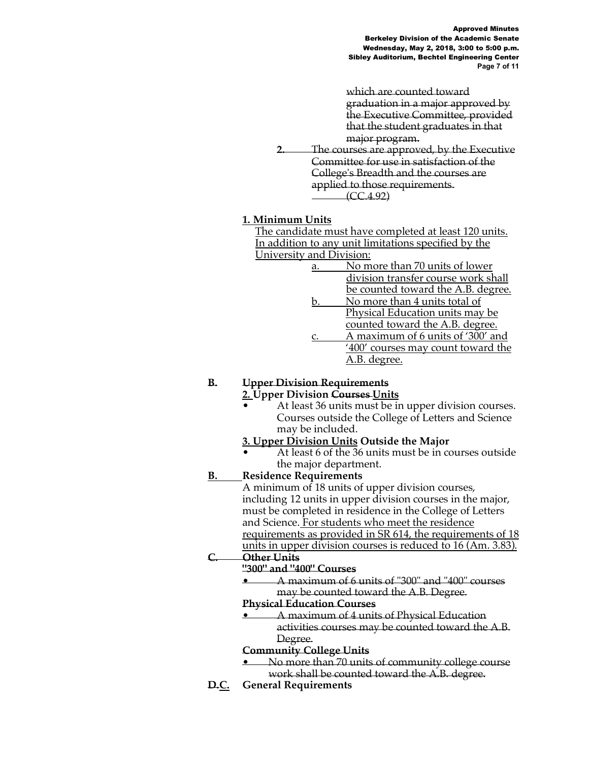~~which are counted toward graduation in a major approved by the Executive Committee, provided that the student graduates in that major program.~~

~~**2.** The courses are approved, by the Executive Committee for use in satisfaction of the College's Breadth and the courses are applied to those requirements. (CC 4.92)~~

<u>**1. Minimum Units**</u>

<u>The candidate must have completed at least 120 units. In addition to any unit limitations specified by the University and Division:</u>

<u>a. No more than 70 units of lower division transfer course work shall be counted toward the A.B. degree.</u>

<u>b. No more than 4 units total of Physical Education units may be counted toward the A.B. degree.</u>

<u>c. A maximum of 6 units of '300' and '400' courses may count toward the A.B. degree.</u>

~~**B.**~~ ~~**Upper Division Requirements**~~

<u>**2.**</u> **Upper Division** ~~**Courses**~~ <u>**Units**</u>

- At least 36 units must be in upper division courses. Courses outside the College of Letters and Science may be included.

<u>**3. Upper Division Units**</u> **Outside the Major**

- At least 6 of the 36 units must be in courses outside the major department.

<u>**B.**</u> **Residence Requirements**

A minimum of 18 units of upper division courses, including 12 units in upper division courses in the major, must be completed in residence in the College of Letters and Science. <u>For students who meet the residence requirements as provided in SR 614, the requirements of 18 units in upper division courses is reduced to 16 (Am. 3.83).</u>

~~**C.**~~ ~~**Other Units**~~

~~**"300" and "400" Courses**~~

- ~~A maximum of 6 units of "300" and "400" courses may be counted toward the A.B. Degree.~~

~~**Physical Education Courses**~~

- ~~A maximum of 4 units of Physical Education activities courses may be counted toward the A.B. Degree.~~

~~**Community College Units**~~

- ~~No more than 70 units of community college course work shall be counted toward the A.B. degree.~~

~~**D.**~~<u>**C.**</u> **General Requirements**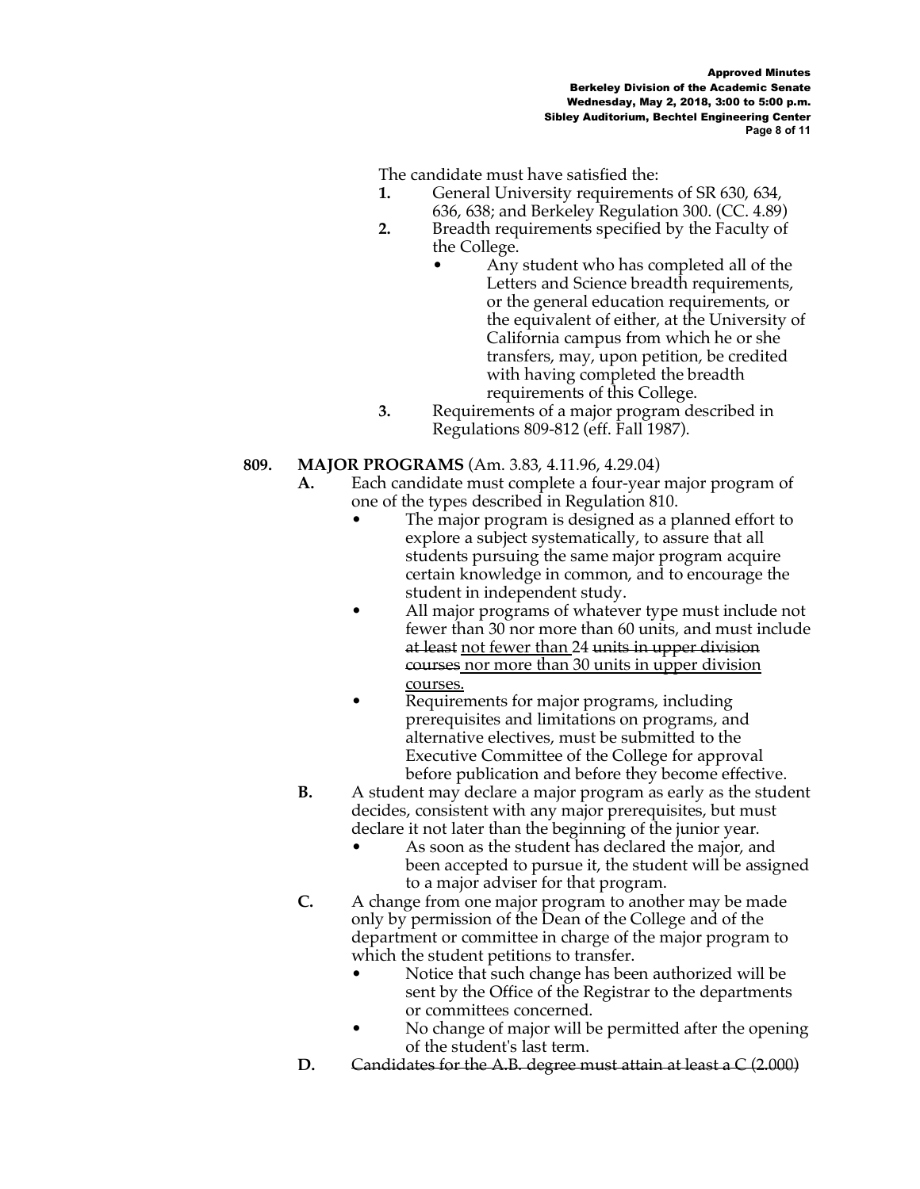The candidate must have satisfied the:

1. General University requirements of SR 630, 634, 636, 638; and Berkeley Regulation 300. (CC. 4.89)
2. Breadth requirements specified by the Faculty of the College.
   - Any student who has completed all of the Letters and Science breadth requirements, or the general education requirements, or the equivalent of either, at the University of California campus from which he or she transfers, may, upon petition, be credited with having completed the breadth requirements of this College.
3. Requirements of a major program described in Regulations 809-812 (eff. Fall 1987).

**809. MAJOR PROGRAMS** (Am. 3.83, 4.11.96, 4.29.04)

**A.** Each candidate must complete a four-year major program of one of the types described in Regulation 810.

- The major program is designed as a planned effort to explore a subject systematically, to assure that all students pursuing the same major program acquire certain knowledge in common, and to encourage the student in independent study.
- All major programs of whatever type must include not fewer than 30 nor more than 60 units, and must include ~~at least~~ <u>not fewer than</u> 24 ~~units in upper division courses~~ <u>nor more than 30 units in upper division courses.</u>
- Requirements for major programs, including prerequisites and limitations on programs, and alternative electives, must be submitted to the Executive Committee of the College for approval before publication and before they become effective.

**B.** A student may declare a major program as early as the student decides, consistent with any major prerequisites, but must declare it not later than the beginning of the junior year.

- As soon as the student has declared the major, and been accepted to pursue it, the student will be assigned to a major adviser for that program.

**C.** A change from one major program to another may be made only by permission of the Dean of the College and of the department or committee in charge of the major program to which the student petitions to transfer.

- Notice that such change has been authorized will be sent by the Office of the Registrar to the departments or committees concerned.
- No change of major will be permitted after the opening of the student's last term.

**D.** ~~Candidates for the A.B. degree must attain at least a C (2.000)~~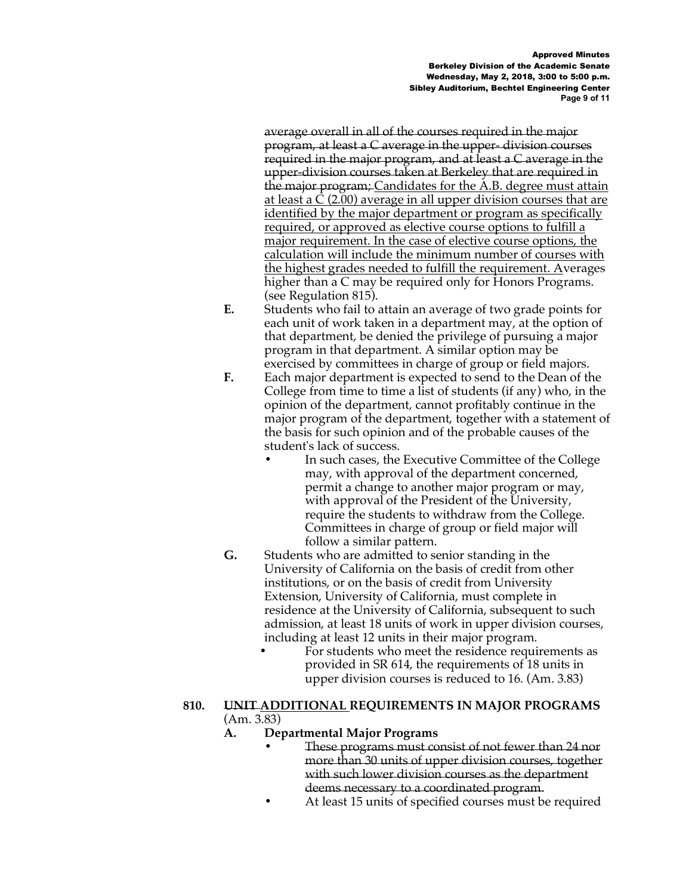~~average overall in all of the courses required in the major program, at least a C average in the upper- division courses required in the major program, and at least a C average in the upper-division courses taken at Berkeley that are required in the major program;~~ <u>Candidates for the A.B. degree must attain at least a C (2.00) average in all upper division courses that are identified by the major department or program as specifically required, or approved as elective course options to fulfill a major requirement. In the case of elective course options, the calculation will include the minimum number of courses with the highest grades needed to fulfill the requirement. A</u>verages higher than a C may be required only for Honors Programs. (see Regulation 815).

**E.** Students who fail to attain an average of two grade points for each unit of work taken in a department may, at the option of that department, be denied the privilege of pursuing a major program in that department. A similar option may be exercised by committees in charge of group or field majors.

**F.** Each major department is expected to send to the Dean of the College from time to time a list of students (if any) who, in the opinion of the department, cannot profitably continue in the major program of the department, together with a statement of the basis for such opinion and of the probable causes of the student's lack of success.

- In such cases, the Executive Committee of the College may, with approval of the department concerned, permit a change to another major program or may, with approval of the President of the University, require the students to withdraw from the College. Committees in charge of group or field major will follow a similar pattern.

**G.** Students who are admitted to senior standing in the University of California on the basis of credit from other institutions, or on the basis of credit from University Extension, University of California, must complete in residence at the University of California, subsequent to such admission, at least 18 units of work in upper division courses, including at least 12 units in their major program.

- For students who meet the residence requirements as provided in SR 614, the requirements of 18 units in upper division courses is reduced to 16. (Am. 3.83)

**810. <u>UNIT ADDITIONAL</u> REQUIREMENTS IN MAJOR PROGRAMS** (Am. 3.83)

**A. Departmental Major Programs**

- ~~These programs must consist of not fewer than 24 nor more than 30 units of upper division courses, together with such lower division courses as the department deems necessary to a coordinated program.~~
- At least 15 units of specified courses must be required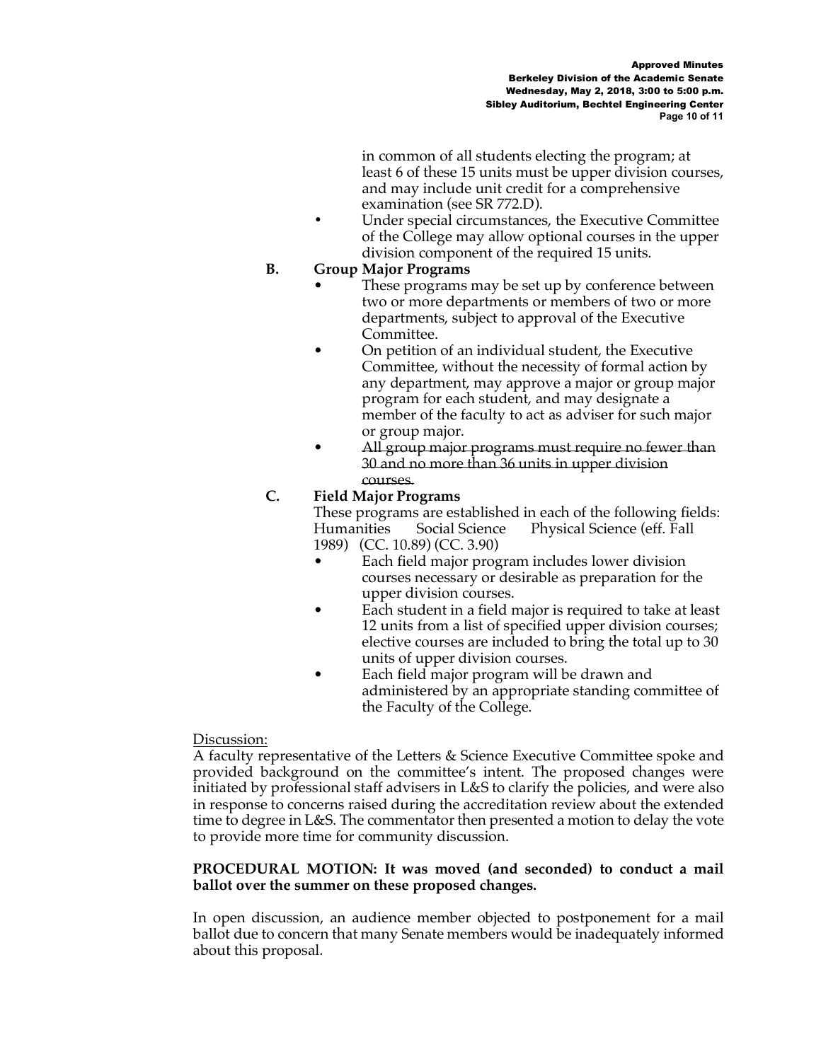in common of all students electing the program; at least 6 of these 15 units must be upper division courses, and may include unit credit for a comprehensive examination (see SR 772.D).

- Under special circumstances, the Executive Committee of the College may allow optional courses in the upper division component of the required 15 units.

**B. Group Major Programs**

- These programs may be set up by conference between two or more departments or members of two or more departments, subject to approval of the Executive Committee.
- On petition of an individual student, the Executive Committee, without the necessity of formal action by any department, may approve a major or group major program for each student, and may designate a member of the faculty to act as adviser for such major or group major.
- ~~All group major programs must require no fewer than 30 and no more than 36 units in upper division courses.~~

**C. Field Major Programs**

These programs are established in each of the following fields: Humanities Social Science Physical Science (eff. Fall 1989) (CC. 10.89) (CC. 3.90)

- Each field major program includes lower division courses necessary or desirable as preparation for the upper division courses.
- Each student in a field major is required to take at least 12 units from a list of specified upper division courses; elective courses are included to bring the total up to 30 units of upper division courses.
- Each field major program will be drawn and administered by an appropriate standing committee of the Faculty of the College.

Discussion:

A faculty representative of the Letters & Science Executive Committee spoke and provided background on the committee's intent. The proposed changes were initiated by professional staff advisers in L&S to clarify the policies, and were also in response to concerns raised during the accreditation review about the extended time to degree in L&S. The commentator then presented a motion to delay the vote to provide more time for community discussion.

**PROCEDURAL MOTION: It was moved (and seconded) to conduct a mail ballot over the summer on these proposed changes.**

In open discussion, an audience member objected to postponement for a mail ballot due to concern that many Senate members would be inadequately informed about this proposal.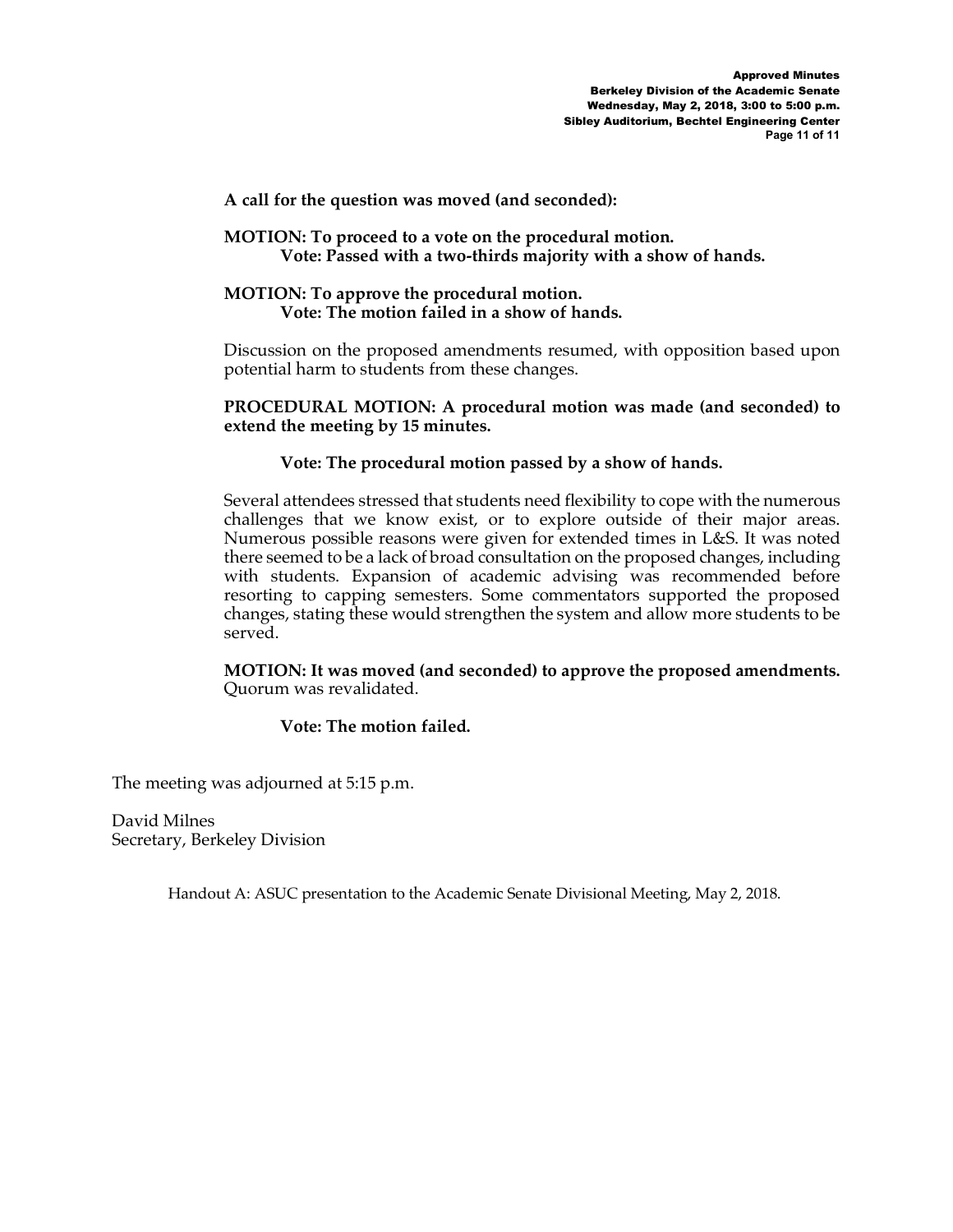**A call for the question was moved (and seconded):**

**MOTION: To proceed to a vote on the procedural motion.**
**Vote: Passed with a two-thirds majority with a show of hands.**

**MOTION: To approve the procedural motion.**
**Vote: The motion failed in a show of hands.**

Discussion on the proposed amendments resumed, with opposition based upon potential harm to students from these changes.

**PROCEDURAL MOTION: A procedural motion was made (and seconded) to extend the meeting by 15 minutes.**

**Vote: The procedural motion passed by a show of hands.**

Several attendees stressed that students need flexibility to cope with the numerous challenges that we know exist, or to explore outside of their major areas. Numerous possible reasons were given for extended times in L&S. It was noted there seemed to be a lack of broad consultation on the proposed changes, including with students. Expansion of academic advising was recommended before resorting to capping semesters. Some commentators supported the proposed changes, stating these would strengthen the system and allow more students to be served.

**MOTION: It was moved (and seconded) to approve the proposed amendments.**
Quorum was revalidated.

**Vote: The motion failed.**

The meeting was adjourned at 5:15 p.m.

David Milnes
Secretary, Berkeley Division

Handout A: ASUC presentation to the Academic Senate Divisional Meeting, May 2, 2018.